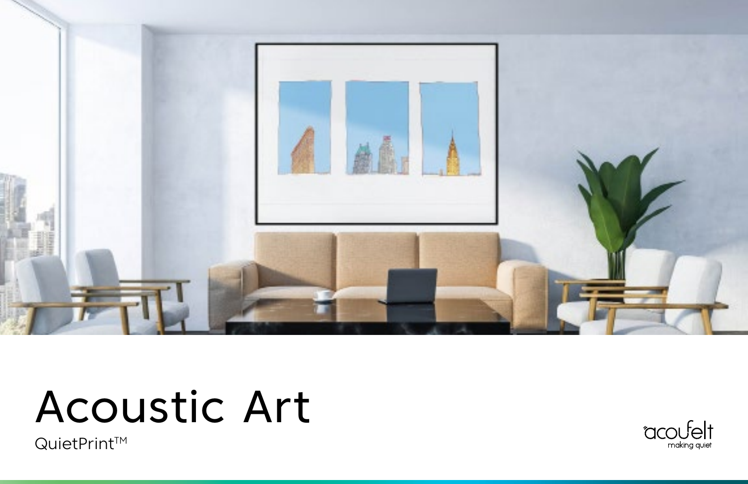# Acoustic Art

QuietPrint™

acoufelt
making quiet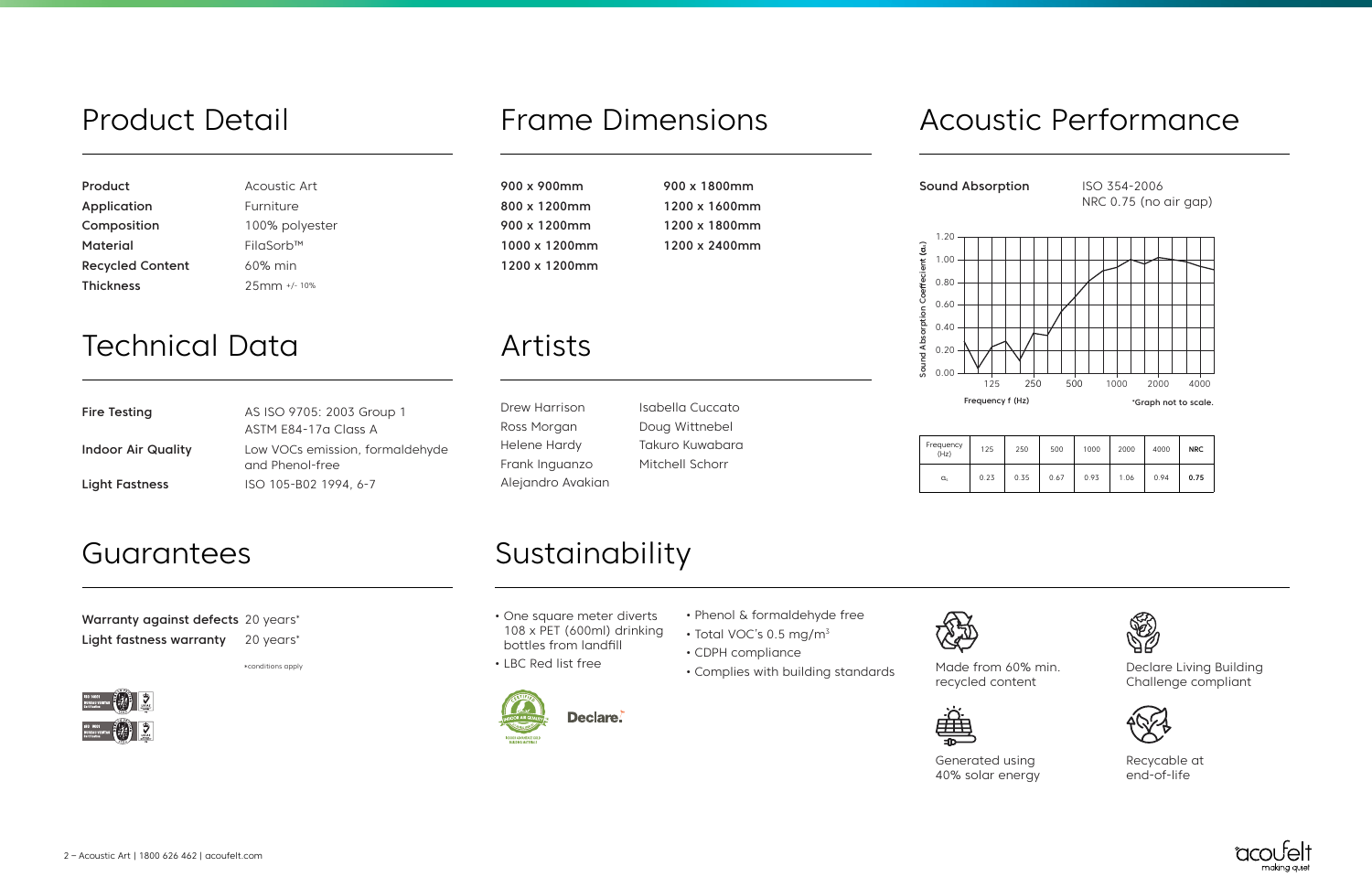## Product Detail

| | |
|---|---|
| **Product** | Acoustic Art |
| **Application** | Furniture |
| **Composition** | 100% polyester |
| **Material** | FilaSorb™ |
| **Recycled Content** | 60% min |
| **Thickness** | 25mm +/- 10% |

## Frame Dimensions

**900 x 900mm**
**800 x 1200mm**
**900 x 1200mm**
**1000 x 1200mm**
**1200 x 1200mm**
**900 x 1800mm**
**1200 x 1600mm**
**1200 x 1800mm**
**1200 x 2400mm**

## Acoustic Performance

**Sound Absorption** ISO 354-2006
NRC 0.75 (no air gap)

Sound Absorption Coeffecient (α) — Frequency f (Hz)

*Graph not to scale.

| Frequency (Hz) | 125 | 250 | 500 | 1000 | 2000 | 4000 | **NRC** |
|---|---|---|---|---|---|---|---|
| $\alpha_s$ | 0.23 | 0.35 | 0.67 | 0.93 | 1.06 | 0.94 | **0.75** |

## Technical Data

| | |
|---|---|
| **Fire Testing** | AS ISO 9705: 2003 Group 1<br>ASTM E84-17a Class A |
| **Indoor Air Quality** | Low VOCs emission, formaldehyde and Phenol-free |
| **Light Fastness** | ISO 105-B02 1994, 6-7 |

## Artists

Drew Harrison
Ross Morgan
Helene Hardy
Frank Inguanzo
Alejandro Avakian
Isabella Cuccato
Doug Wittnebel
Takuro Kuwabara
Mitchell Schorr

## Guarantees

| | |
|---|---|
| **Warranty against defects** | 20 years* |
| **Light fastness warranty** | 20 years* |

*conditions apply

## Sustainability

- One square meter diverts 108 x PET (600ml) drinking bottles from landfill
- LBC Red list free
- Phenol & formaldehyde free
- Total VOC's 0.5 mg/m$^3$
- CDPH compliance
- Complies with building standards

Declare.

Made from 60% min. recycled content

Declare Living Building Challenge compliant

Generated using 40% solar energy

Recyclable at end-of-life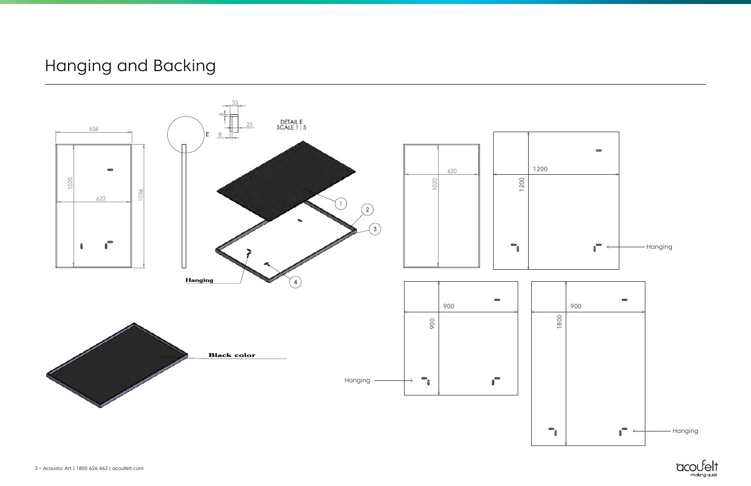# Hanging and Backing

636

1020

620

1036

33

8

25

8

E

DETAIL E
SCALE 1 : 5

1

2

3

4

**Hanging**

**Black color**

620

1020

1200

1200

Hanging

900

900

Hanging

900

1800

Hanging